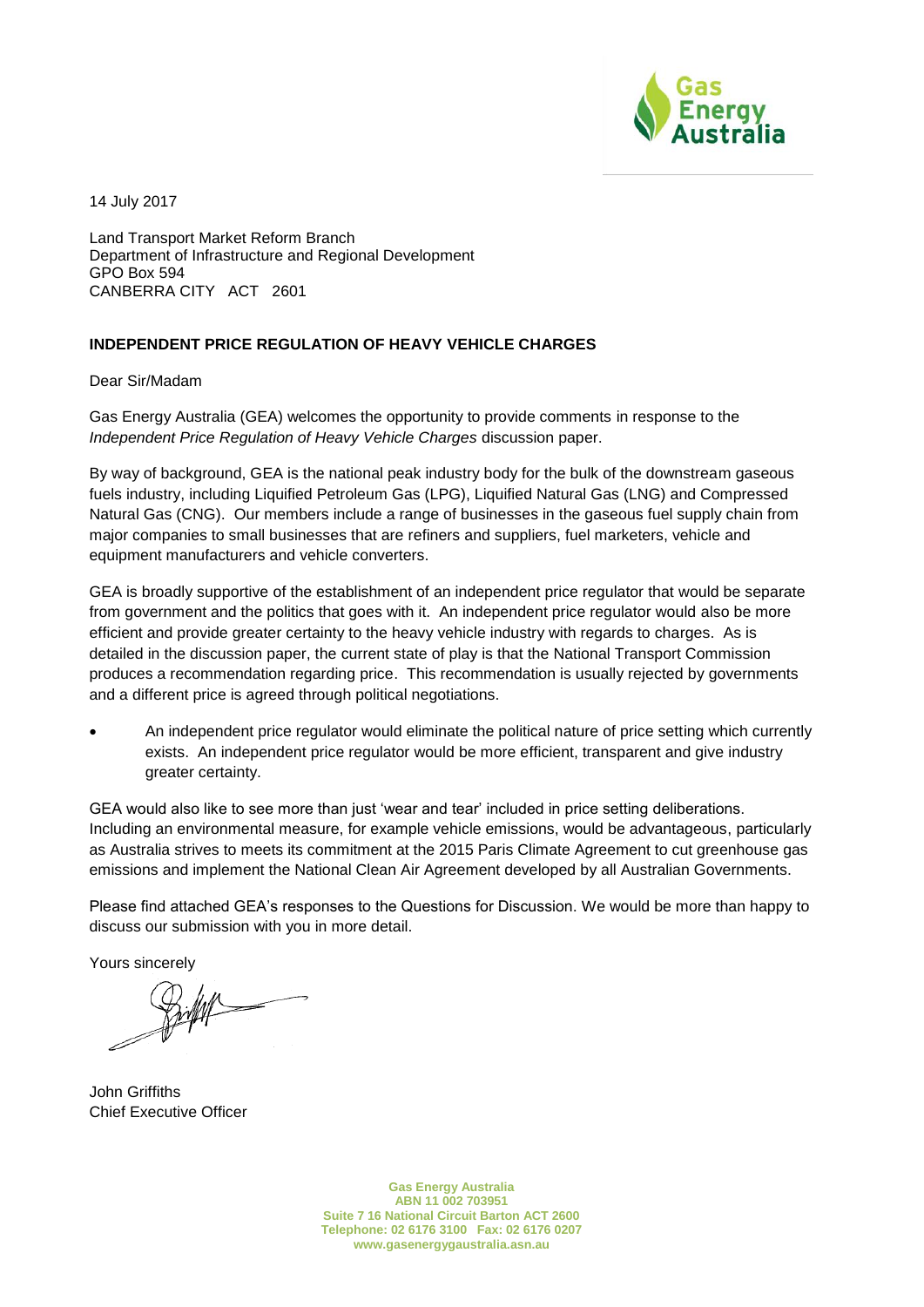Gas Energy Australia

14 July 2017

Land Transport Market Reform Branch
Department of Infrastructure and Regional Development
GPO Box 594
CANBERRA CITY ACT 2601

**INDEPENDENT PRICE REGULATION OF HEAVY VEHICLE CHARGES**

Dear Sir/Madam

Gas Energy Australia (GEA) welcomes the opportunity to provide comments in response to the *Independent Price Regulation of Heavy Vehicle Charges* discussion paper.

By way of background, GEA is the national peak industry body for the bulk of the downstream gaseous fuels industry, including Liquified Petroleum Gas (LPG), Liquified Natural Gas (LNG) and Compressed Natural Gas (CNG). Our members include a range of businesses in the gaseous fuel supply chain from major companies to small businesses that are refiners and suppliers, fuel marketers, vehicle and equipment manufacturers and vehicle converters.

GEA is broadly supportive of the establishment of an independent price regulator that would be separate from government and the politics that goes with it. An independent price regulator would also be more efficient and provide greater certainty to the heavy vehicle industry with regards to charges. As is detailed in the discussion paper, the current state of play is that the National Transport Commission produces a recommendation regarding price. This recommendation is usually rejected by governments and a different price is agreed through political negotiations.

- An independent price regulator would eliminate the political nature of price setting which currently exists. An independent price regulator would be more efficient, transparent and give industry greater certainty.

GEA would also like to see more than just 'wear and tear' included in price setting deliberations. Including an environmental measure, for example vehicle emissions, would be advantageous, particularly as Australia strives to meets its commitment at the 2015 Paris Climate Agreement to cut greenhouse gas emissions and implement the National Clean Air Agreement developed by all Australian Governments.

Please find attached GEA's responses to the Questions for Discussion. We would be more than happy to discuss our submission with you in more detail.

Yours sincerely

John Griffiths
Chief Executive Officer

Gas Energy Australia
ABN 11 002 703951
Suite 7 16 National Circuit Barton ACT 2600
Telephone: 02 6176 3100 Fax: 02 6176 0207
www.gasenergygaustralia.asn.au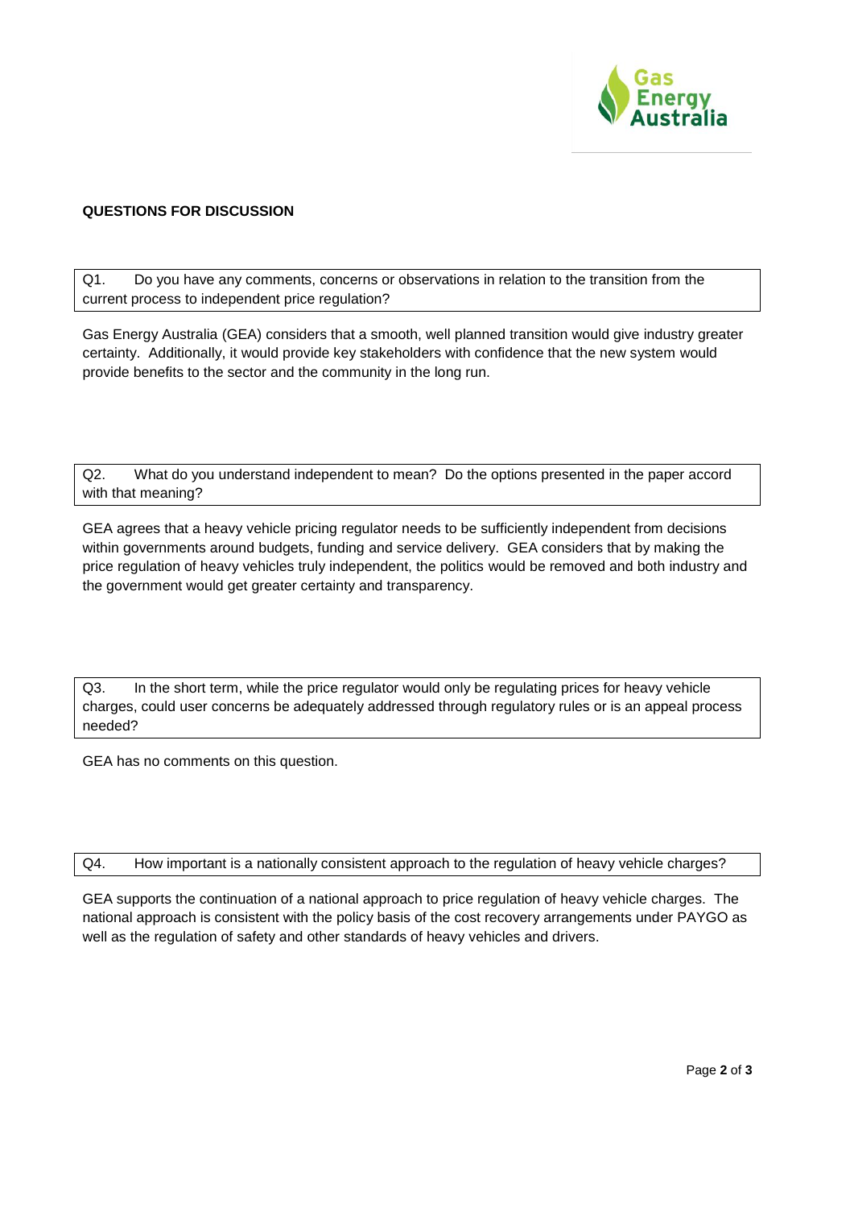## QUESTIONS FOR DISCUSSION

Q1. Do you have any comments, concerns or observations in relation to the transition from the current process to independent price regulation?

Gas Energy Australia (GEA) considers that a smooth, well planned transition would give industry greater certainty. Additionally, it would provide key stakeholders with confidence that the new system would provide benefits to the sector and the community in the long run.

Q2. What do you understand independent to mean? Do the options presented in the paper accord with that meaning?

GEA agrees that a heavy vehicle pricing regulator needs to be sufficiently independent from decisions within governments around budgets, funding and service delivery. GEA considers that by making the price regulation of heavy vehicles truly independent, the politics would be removed and both industry and the government would get greater certainty and transparency.

Q3. In the short term, while the price regulator would only be regulating prices for heavy vehicle charges, could user concerns be adequately addressed through regulatory rules or is an appeal process needed?

GEA has no comments on this question.

Q4. How important is a nationally consistent approach to the regulation of heavy vehicle charges?

GEA supports the continuation of a national approach to price regulation of heavy vehicle charges. The national approach is consistent with the policy basis of the cost recovery arrangements under PAYGO as well as the regulation of safety and other standards of heavy vehicles and drivers.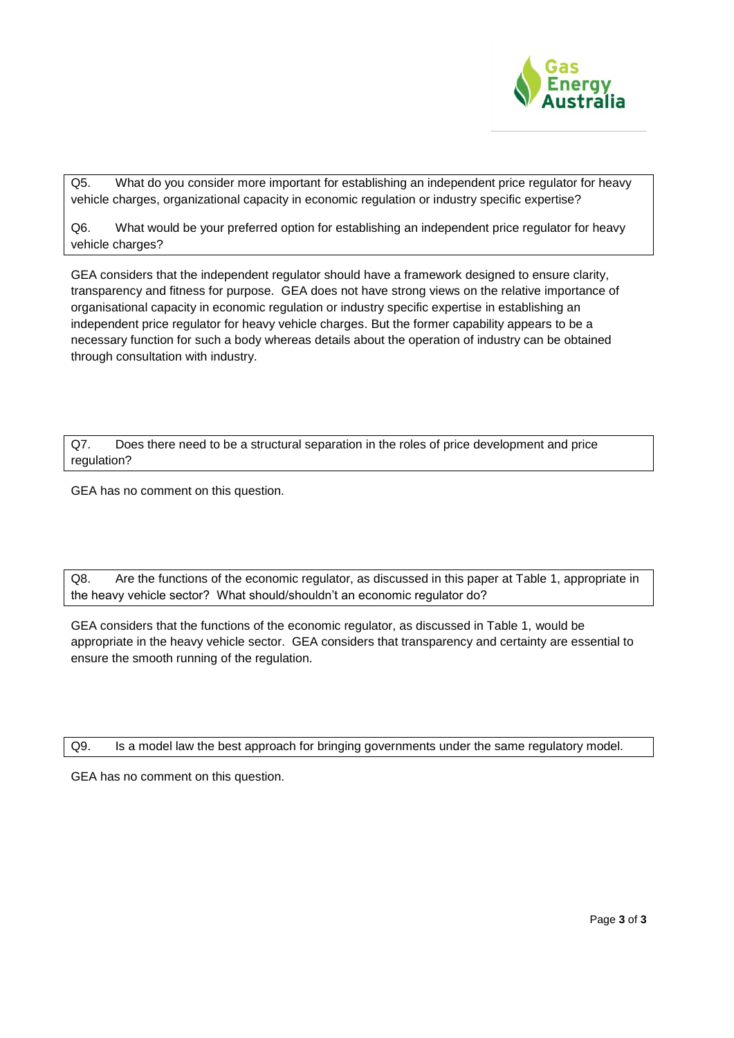Q5. What do you consider more important for establishing an independent price regulator for heavy vehicle charges, organizational capacity in economic regulation or industry specific expertise?

Q6. What would be your preferred option for establishing an independent price regulator for heavy vehicle charges?

GEA considers that the independent regulator should have a framework designed to ensure clarity, transparency and fitness for purpose. GEA does not have strong views on the relative importance of organisational capacity in economic regulation or industry specific expertise in establishing an independent price regulator for heavy vehicle charges. But the former capability appears to be a necessary function for such a body whereas details about the operation of industry can be obtained through consultation with industry.

Q7. Does there need to be a structural separation in the roles of price development and price regulation?

GEA has no comment on this question.

Q8. Are the functions of the economic regulator, as discussed in this paper at Table 1, appropriate in the heavy vehicle sector? What should/shouldn't an economic regulator do?

GEA considers that the functions of the economic regulator, as discussed in Table 1, would be appropriate in the heavy vehicle sector. GEA considers that transparency and certainty are essential to ensure the smooth running of the regulation.

Q9. Is a model law the best approach for bringing governments under the same regulatory model.

GEA has no comment on this question.